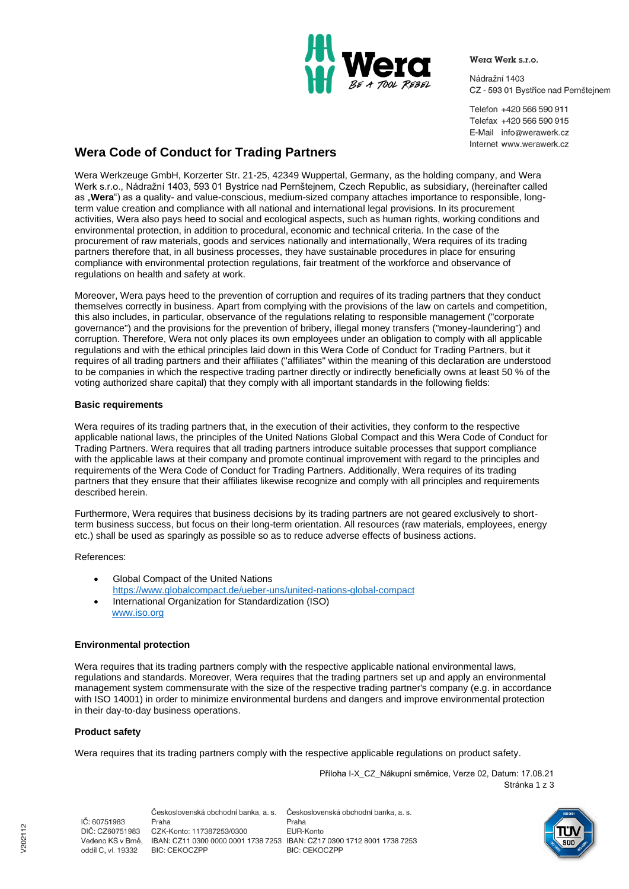Wera Werk s.r.o.

Nádražní 1403
CZ - 593 01 Bystřice nad Pernštejnem

Telefon +420 566 590 911
Telefax +420 566 590 915
E-Mail info@werawerk.cz
Internet www.werawerk.cz

# Wera Code of Conduct for Trading Partners

Wera Werkzeuge GmbH, Korzerter Str. 21-25, 42349 Wuppertal, Germany, as the holding company, and Wera Werk s.r.o., Nádražní 1403, 593 01 Bystrice nad Pernštejnem, Czech Republic, as subsidiary, (hereinafter called as „**Wera**") as a quality- and value-conscious, medium-sized company attaches importance to responsible, long-term value creation and compliance with all national and international legal provisions. In its procurement activities, Wera also pays heed to social and ecological aspects, such as human rights, working conditions and environmental protection, in addition to procedural, economic and technical criteria. In the case of the procurement of raw materials, goods and services nationally and internationally, Wera requires of its trading partners therefore that, in all business processes, they have sustainable procedures in place for ensuring compliance with environmental protection regulations, fair treatment of the workforce and observance of regulations on health and safety at work.

Moreover, Wera pays heed to the prevention of corruption and requires of its trading partners that they conduct themselves correctly in business. Apart from complying with the provisions of the law on cartels and competition, this also includes, in particular, observance of the regulations relating to responsible management ("corporate governance") and the provisions for the prevention of bribery, illegal money transfers ("money-laundering") and corruption. Therefore, Wera not only places its own employees under an obligation to comply with all applicable regulations and with the ethical principles laid down in this Wera Code of Conduct for Trading Partners, but it requires of all trading partners and their affiliates ("affiliates" within the meaning of this declaration are understood to be companies in which the respective trading partner directly or indirectly beneficially owns at least 50 % of the voting authorized share capital) that they comply with all important standards in the following fields:

### Basic requirements

Wera requires of its trading partners that, in the execution of their activities, they conform to the respective applicable national laws, the principles of the United Nations Global Compact and this Wera Code of Conduct for Trading Partners. Wera requires that all trading partners introduce suitable processes that support compliance with the applicable laws at their company and promote continual improvement with regard to the principles and requirements of the Wera Code of Conduct for Trading Partners. Additionally, Wera requires of its trading partners that they ensure that their affiliates likewise recognize and comply with all principles and requirements described herein.

Furthermore, Wera requires that business decisions by its trading partners are not geared exclusively to short-term business success, but focus on their long-term orientation. All resources (raw materials, employees, energy etc.) shall be used as sparingly as possible so as to reduce adverse effects of business actions.

References:

- Global Compact of the United Nations
  https://www.globalcompact.de/ueber-uns/united-nations-global-compact
- International Organization for Standardization (ISO)
  www.iso.org

### Environmental protection

Wera requires that its trading partners comply with the respective applicable national environmental laws, regulations and standards. Moreover, Wera requires that the trading partners set up and apply an environmental management system commensurate with the size of the respective trading partner's company (e.g. in accordance with ISO 14001) in order to minimize environmental burdens and dangers and improve environmental protection in their day-to-day business operations.

### Product safety

Wera requires that its trading partners comply with the respective applicable regulations on product safety.

Příloha I-X_CZ_Nákupní směrnice, Verze 02, Datum: 17.08.21

IČ: 60751983
DIČ: CZ60751983
Vedeno KS v Brně, oddíl C, vl. 19332

Československá obchodní banka, a. s. Praha
CZK-Konto: 117387253/0300
IBAN: CZ11 0300 0000 0001 1738 7253
BIC: CEKOCZPP

Československá obchodní banka, a. s. Praha
EUR-Konto
IBAN: CZ17 0300 1712 8001 1738 7253
BIC: CEKOCZPP

V202112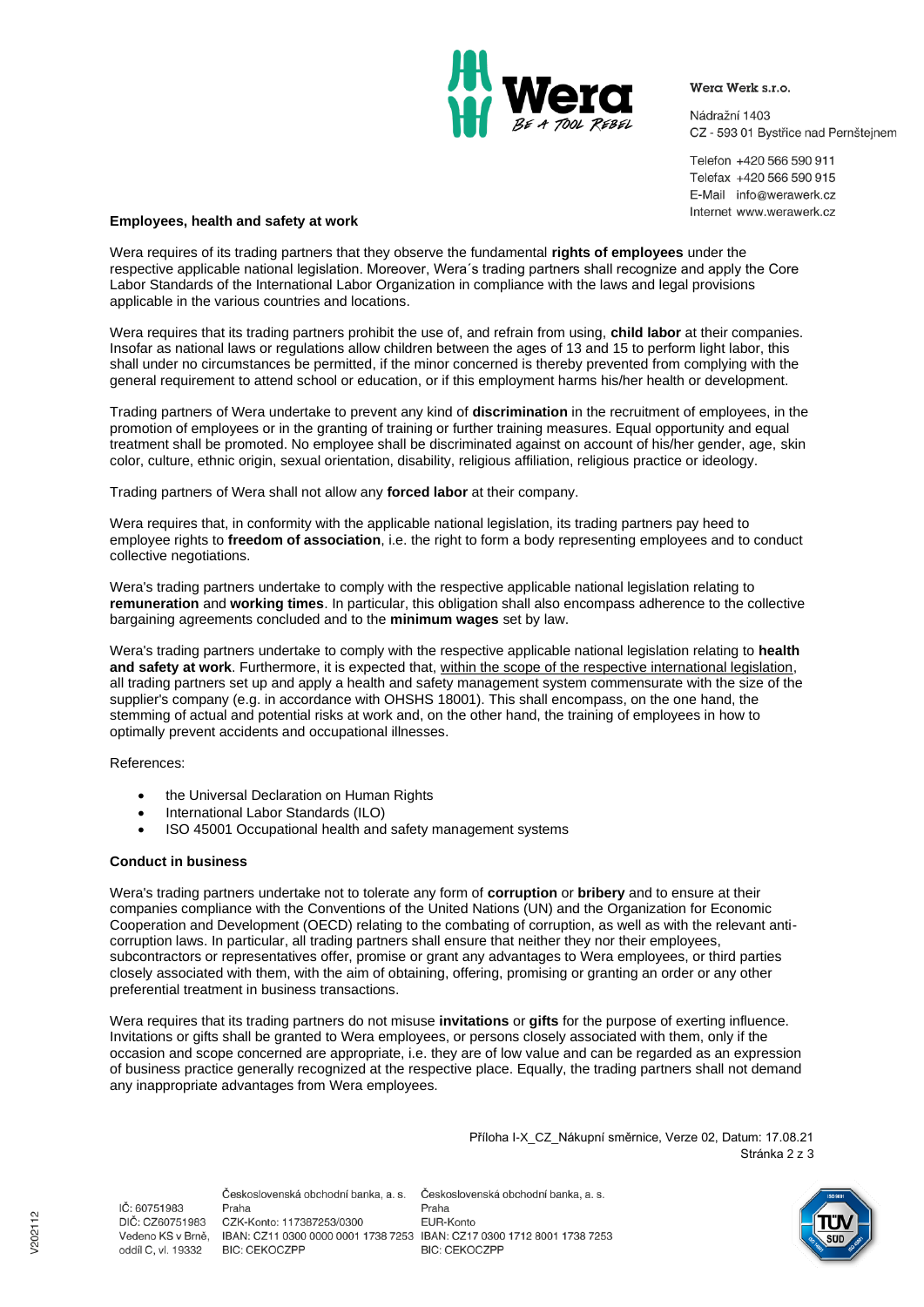**Employees, health and safety at work**

Wera requires of its trading partners that they observe the fundamental **rights of employees** under the respective applicable national legislation. Moreover, Wera´s trading partners shall recognize and apply the Core Labor Standards of the International Labor Organization in compliance with the laws and legal provisions applicable in the various countries and locations.

Wera requires that its trading partners prohibit the use of, and refrain from using, **child labor** at their companies. Insofar as national laws or regulations allow children between the ages of 13 and 15 to perform light labor, this shall under no circumstances be permitted, if the minor concerned is thereby prevented from complying with the general requirement to attend school or education, or if this employment harms his/her health or development.

Trading partners of Wera undertake to prevent any kind of **discrimination** in the recruitment of employees, in the promotion of employees or in the granting of training or further training measures. Equal opportunity and equal treatment shall be promoted. No employee shall be discriminated against on account of his/her gender, age, skin color, culture, ethnic origin, sexual orientation, disability, religious affiliation, religious practice or ideology.

Trading partners of Wera shall not allow any **forced labor** at their company.

Wera requires that, in conformity with the applicable national legislation, its trading partners pay heed to employee rights to **freedom of association**, i.e. the right to form a body representing employees and to conduct collective negotiations.

Wera's trading partners undertake to comply with the respective applicable national legislation relating to **remuneration** and **working times**. In particular, this obligation shall also encompass adherence to the collective bargaining agreements concluded and to the **minimum wages** set by law.

Wera's trading partners undertake to comply with the respective applicable national legislation relating to **health and safety at work**. Furthermore, it is expected that, within the scope of the respective international legislation, all trading partners set up and apply a health and safety management system commensurate with the size of the supplier's company (e.g. in accordance with OHSHS 18001). This shall encompass, on the one hand, the stemming of actual and potential risks at work and, on the other hand, the training of employees in how to optimally prevent accidents and occupational illnesses.

References:

- the Universal Declaration on Human Rights
- International Labor Standards (ILO)
- ISO 45001 Occupational health and safety management systems

**Conduct in business**

Wera's trading partners undertake not to tolerate any form of **corruption** or **bribery** and to ensure at their companies compliance with the Conventions of the United Nations (UN) and the Organization for Economic Cooperation and Development (OECD) relating to the combating of corruption, as well as with the relevant anti-corruption laws. In particular, all trading partners shall ensure that neither they nor their employees, subcontractors or representatives offer, promise or grant any advantages to Wera employees, or third parties closely associated with them, with the aim of obtaining, offering, promising or granting an order or any other preferential treatment in business transactions.

Wera requires that its trading partners do not misuse **invitations** or **gifts** for the purpose of exerting influence. Invitations or gifts shall be granted to Wera employees, or persons closely associated with them, only if the occasion and scope concerned are appropriate, i.e. they are of low value and can be regarded as an expression of business practice generally recognized at the respective place. Equally, the trading partners shall not demand any inappropriate advantages from Wera employees.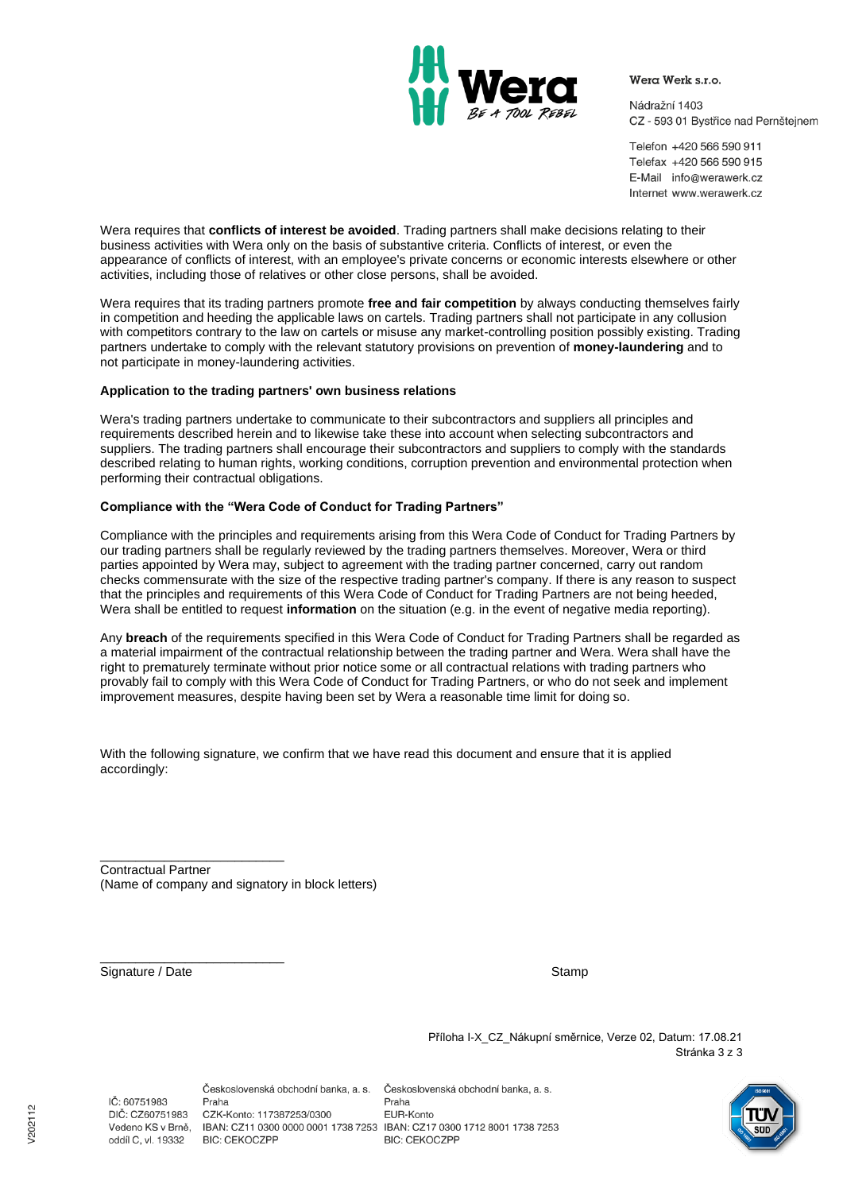Wera Werk s.r.o.

Nádražní 1403
CZ - 593 01 Bystřice nad Pernštejnem

Telefon +420 566 590 911
Telefax +420 566 590 915
E-Mail info@werawerk.cz
Internet www.werawerk.cz

Wera requires that **conflicts of interest be avoided**. Trading partners shall make decisions relating to their business activities with Wera only on the basis of substantive criteria. Conflicts of interest, or even the appearance of conflicts of interest, with an employee's private concerns or economic interests elsewhere or other activities, including those of relatives or other close persons, shall be avoided.

Wera requires that its trading partners promote **free and fair competition** by always conducting themselves fairly in competition and heeding the applicable laws on cartels. Trading partners shall not participate in any collusion with competitors contrary to the law on cartels or misuse any market-controlling position possibly existing. Trading partners undertake to comply with the relevant statutory provisions on prevention of **money-laundering** and to not participate in money-laundering activities.

**Application to the trading partners' own business relations**

Wera's trading partners undertake to communicate to their subcontractors and suppliers all principles and requirements described herein and to likewise take these into account when selecting subcontractors and suppliers. The trading partners shall encourage their subcontractors and suppliers to comply with the standards described relating to human rights, working conditions, corruption prevention and environmental protection when performing their contractual obligations.

**Compliance with the "Wera Code of Conduct for Trading Partners"**

Compliance with the principles and requirements arising from this Wera Code of Conduct for Trading Partners by our trading partners shall be regularly reviewed by the trading partners themselves. Moreover, Wera or third parties appointed by Wera may, subject to agreement with the trading partner concerned, carry out random checks commensurate with the size of the respective trading partner's company. If there is any reason to suspect that the principles and requirements of this Wera Code of Conduct for Trading Partners are not being heeded, Wera shall be entitled to request **information** on the situation (e.g. in the event of negative media reporting).

Any **breach** of the requirements specified in this Wera Code of Conduct for Trading Partners shall be regarded as a material impairment of the contractual relationship between the trading partner and Wera. Wera shall have the right to prematurely terminate without prior notice some or all contractual relations with trading partners who provably fail to comply with this Wera Code of Conduct for Trading Partners, or who do not seek and implement improvement measures, despite having been set by Wera a reasonable time limit for doing so.

With the following signature, we confirm that we have read this document and ensure that it is applied accordingly:

___________________________
Contractual Partner
(Name of company and signatory in block letters)

___________________________
Signature / Date

Stamp

Příloha I-X_CZ_Nákupní směrnice, Verze 02, Datum: 17.08.21

IČ: 60751983
DIČ: CZ60751983
Vedeno KS v Brně, oddíl C, vl. 19332

Československá obchodní banka, a. s.
Praha
CZK-Konto: 117387253/0300
IBAN: CZ11 0300 0000 0001 1738 7253
BIC: CEKOCZPP

Československá obchodní banka, a. s.
Praha
EUR-Konto
IBAN: CZ17 0300 1712 8001 1738 7253
BIC: CEKOCZPP

V202112